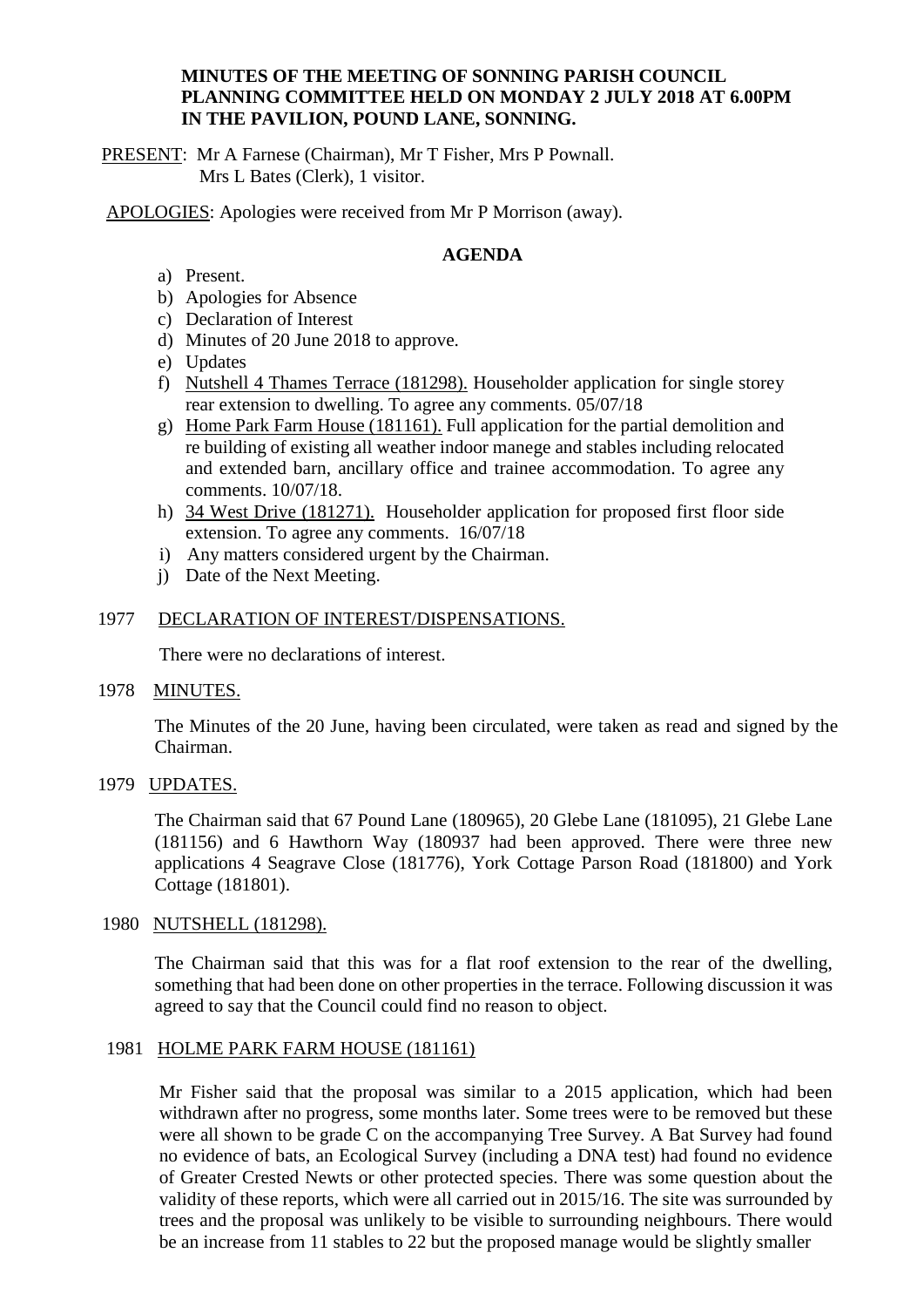**MINUTES OF THE MEETING OF SONNING PARISH COUNCIL PLANNING COMMITTEE HELD ON MONDAY 2 JULY 2018 AT 6.00PM IN THE PAVILION, POUND LANE, SONNING.**

PRESENT: Mr A Farnese (Chairman), Mr T Fisher, Mrs P Pownall.
Mrs L Bates (Clerk), 1 visitor.

APOLOGIES: Apologies were received from Mr P Morrison (away).

## AGENDA

a) Present.
b) Apologies for Absence
c) Declaration of Interest
d) Minutes of 20 June 2018 to approve.
e) Updates
f) Nutshell 4 Thames Terrace (181298). Householder application for single storey rear extension to dwelling. To agree any comments. 05/07/18
g) Home Park Farm House (181161). Full application for the partial demolition and re building of existing all weather indoor manege and stables including relocated and extended barn, ancillary office and trainee accommodation. To agree any comments. 10/07/18.
h) 34 West Drive (181271). Householder application for proposed first floor side extension. To agree any comments. 16/07/18
i) Any matters considered urgent by the Chairman.
j) Date of the Next Meeting.

1977 DECLARATION OF INTEREST/DISPENSATIONS.

There were no declarations of interest.

1978 MINUTES.

The Minutes of the 20 June, having been circulated, were taken as read and signed by the Chairman.

1979 UPDATES.

The Chairman said that 67 Pound Lane (180965), 20 Glebe Lane (181095), 21 Glebe Lane (181156) and 6 Hawthorn Way (180937 had been approved. There were three new applications 4 Seagrave Close (181776), York Cottage Parson Road (181800) and York Cottage (181801).

1980 NUTSHELL (181298).

The Chairman said that this was for a flat roof extension to the rear of the dwelling, something that had been done on other properties in the terrace. Following discussion it was agreed to say that the Council could find no reason to object.

1981 HOLME PARK FARM HOUSE (181161)

Mr Fisher said that the proposal was similar to a 2015 application, which had been withdrawn after no progress, some months later. Some trees were to be removed but these were all shown to be grade C on the accompanying Tree Survey. A Bat Survey had found no evidence of bats, an Ecological Survey (including a DNA test) had found no evidence of Greater Crested Newts or other protected species. There was some question about the validity of these reports, which were all carried out in 2015/16. The site was surrounded by trees and the proposal was unlikely to be visible to surrounding neighbours. There would be an increase from 11 stables to 22 but the proposed manage would be slightly smaller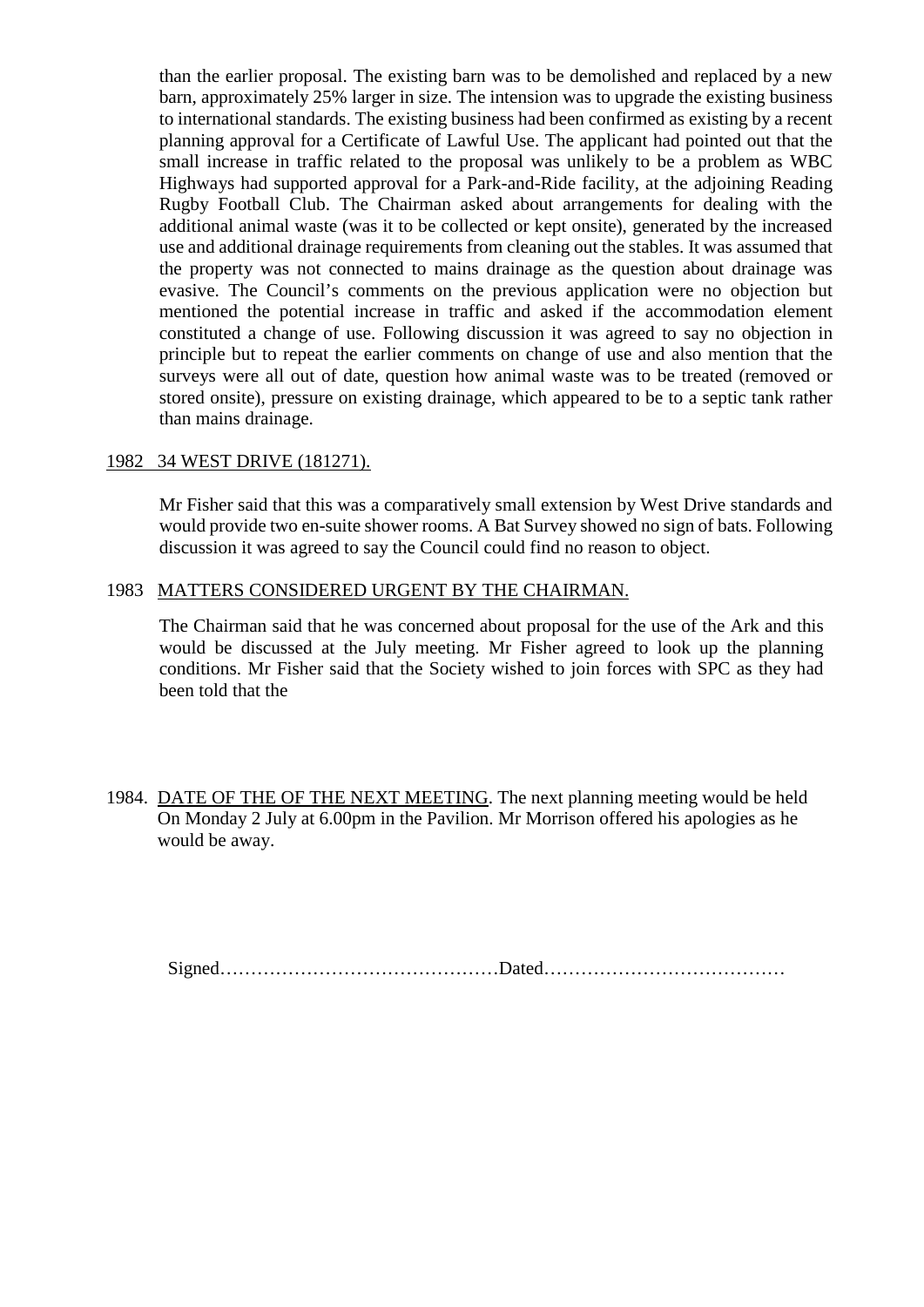than the earlier proposal. The existing barn was to be demolished and replaced by a new barn, approximately 25% larger in size. The intension was to upgrade the existing business to international standards. The existing business had been confirmed as existing by a recent planning approval for a Certificate of Lawful Use. The applicant had pointed out that the small increase in traffic related to the proposal was unlikely to be a problem as WBC Highways had supported approval for a Park-and-Ride facility, at the adjoining Reading Rugby Football Club. The Chairman asked about arrangements for dealing with the additional animal waste (was it to be collected or kept onsite), generated by the increased use and additional drainage requirements from cleaning out the stables. It was assumed that the property was not connected to mains drainage as the question about drainage was evasive. The Council's comments on the previous application were no objection but mentioned the potential increase in traffic and asked if the accommodation element constituted a change of use. Following discussion it was agreed to say no objection in principle but to repeat the earlier comments on change of use and also mention that the surveys were all out of date, question how animal waste was to be treated (removed or stored onsite), pressure on existing drainage, which appeared to be to a septic tank rather than mains drainage.

1982 34 WEST DRIVE (181271).

Mr Fisher said that this was a comparatively small extension by West Drive standards and would provide two en-suite shower rooms. A Bat Survey showed no sign of bats. Following discussion it was agreed to say the Council could find no reason to object.

1983 MATTERS CONSIDERED URGENT BY THE CHAIRMAN.

The Chairman said that he was concerned about proposal for the use of the Ark and this would be discussed at the July meeting. Mr Fisher agreed to look up the planning conditions. Mr Fisher said that the Society wished to join forces with SPC as they had been told that the

1984. DATE OF THE OF THE NEXT MEETING. The next planning meeting would be held On Monday 2 July at 6.00pm in the Pavilion. Mr Morrison offered his apologies as he would be away.

Signed………………………………………Dated…………………………………